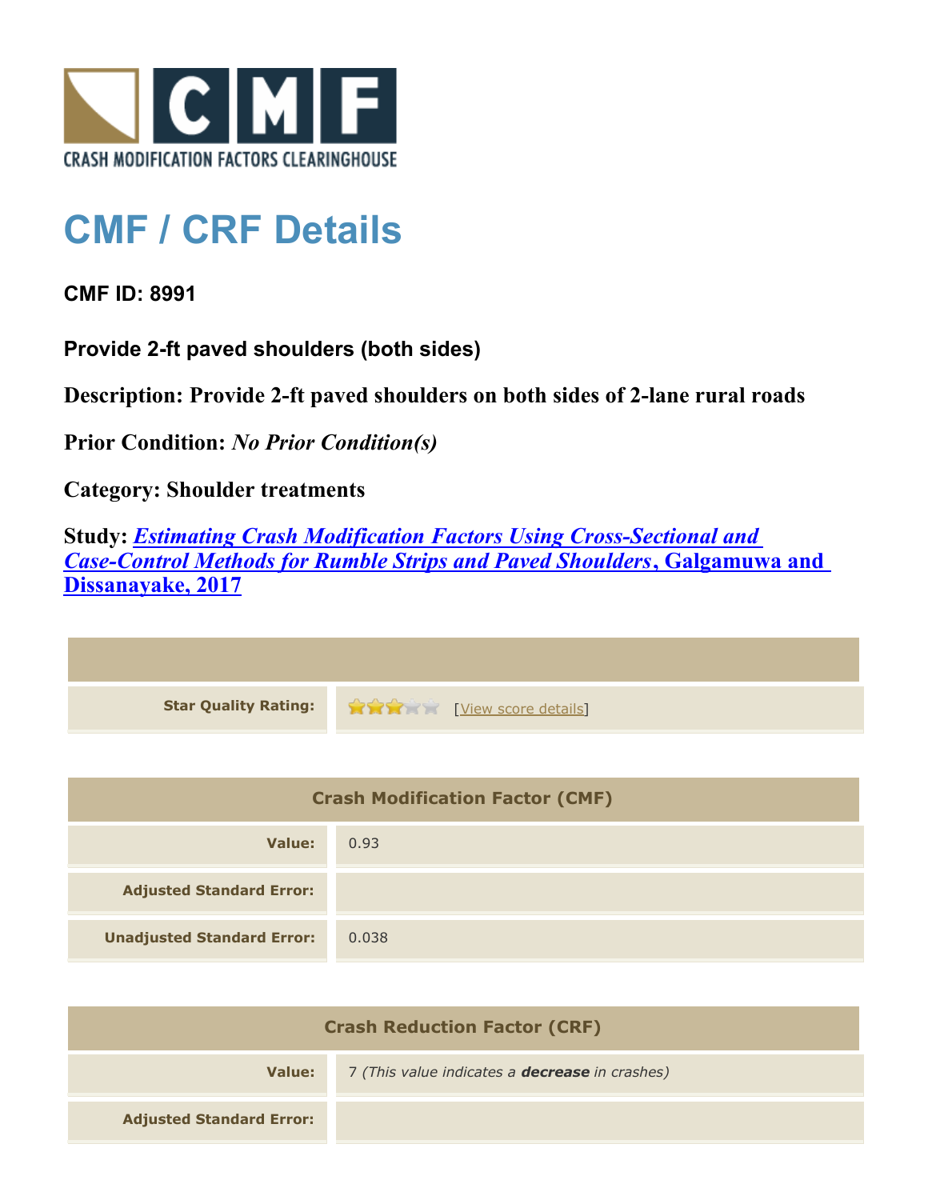# CMF / CRF Details

**CMF ID: 8991**

**Provide 2-ft paved shoulders (both sides)**

**Description: Provide 2-ft paved shoulders on both sides of 2-lane rural roads**

**Prior Condition:** ***No Prior Condition(s)***

**Category: Shoulder treatments**

**Study: *Estimating Crash Modification Factors Using Cross-Sectional and Case-Control Methods for Rumble Strips and Paved Shoulders*, Galgamuwa and Dissanayake, 2017**

| | |
|---|---|
| **Star Quality Rating:** | 3 of 5 stars [View score details] |

| Crash Modification Factor (CMF) | |
|---|---|
| **Value:** | 0.93 |
| **Adjusted Standard Error:** | |
| **Unadjusted Standard Error:** | 0.038 |

| Crash Reduction Factor (CRF) | |
|---|---|
| **Value:** | 7 *(This value indicates a* ***decrease*** *in crashes)* |
| **Adjusted Standard Error:** | |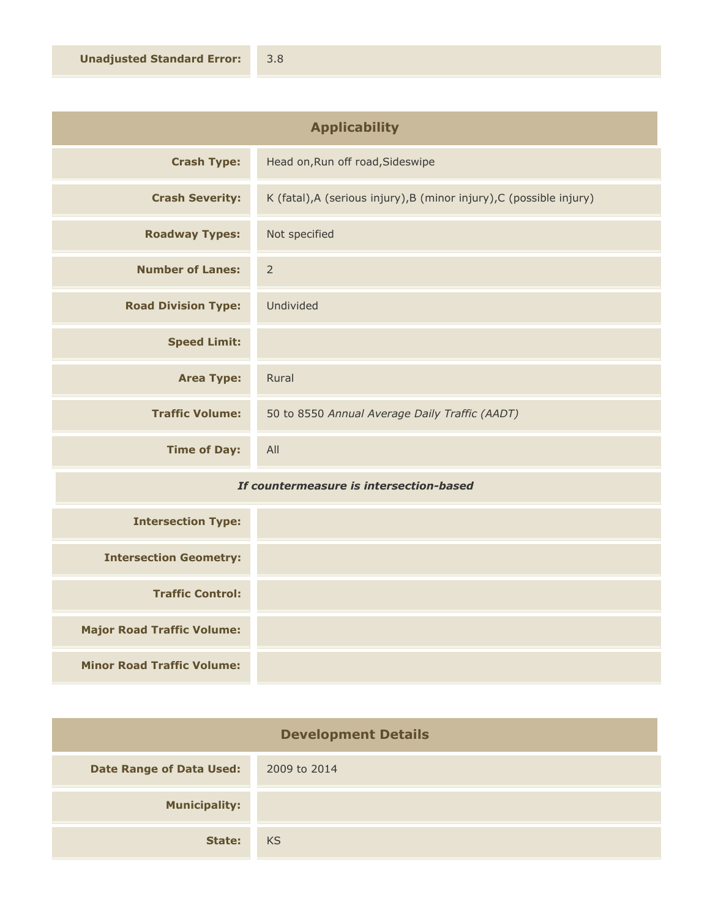| | |
|---|---|
| **Unadjusted Standard Error:** | 3.8 |

## Applicability

| | |
|---|---|
| **Crash Type:** | Head on,Run off road,Sideswipe |
| **Crash Severity:** | K (fatal),A (serious injury),B (minor injury),C (possible injury) |
| **Roadway Types:** | Not specified |
| **Number of Lanes:** | 2 |
| **Road Division Type:** | Undivided |
| **Speed Limit:** | |
| **Area Type:** | Rural |
| **Traffic Volume:** | 50 to 8550 *Annual Average Daily Traffic (AADT)* |
| **Time of Day:** | All |

***If countermeasure is intersection-based***

| | |
|---|---|
| **Intersection Type:** | |
| **Intersection Geometry:** | |
| **Traffic Control:** | |
| **Major Road Traffic Volume:** | |
| **Minor Road Traffic Volume:** | |

## Development Details

| | |
|---|---|
| **Date Range of Data Used:** | 2009 to 2014 |
| **Municipality:** | |
| **State:** | KS |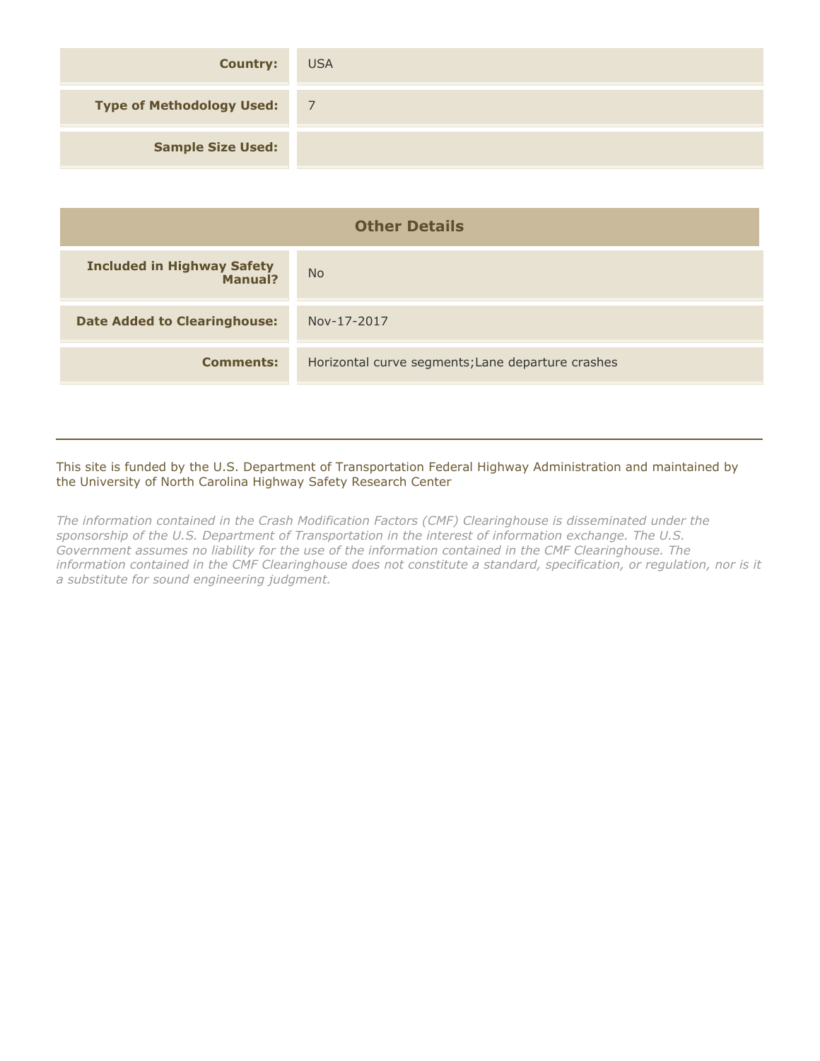| | |
|---|---|
| **Country:** | USA |
| **Type of Methodology Used:** | 7 |
| **Sample Size Used:** | |

## Other Details

| | |
|---|---|
| **Included in Highway Safety Manual?** | No |
| **Date Added to Clearinghouse:** | Nov-17-2017 |
| **Comments:** | Horizontal curve segments;Lane departure crashes |

---

This site is funded by the U.S. Department of Transportation Federal Highway Administration and maintained by the University of North Carolina Highway Safety Research Center

*The information contained in the Crash Modification Factors (CMF) Clearinghouse is disseminated under the sponsorship of the U.S. Department of Transportation in the interest of information exchange. The U.S. Government assumes no liability for the use of the information contained in the CMF Clearinghouse. The information contained in the CMF Clearinghouse does not constitute a standard, specification, or regulation, nor is it a substitute for sound engineering judgment.*